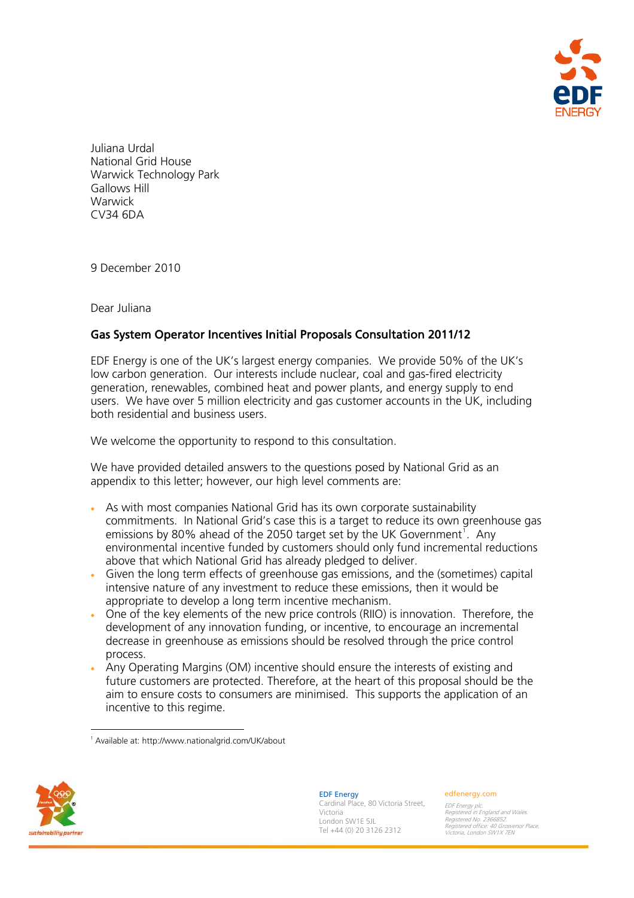Juliana Urdal
National Grid House
Warwick Technology Park
Gallows Hill
Warwick
CV34 6DA

9 December 2010

Dear Juliana

**Gas System Operator Incentives Initial Proposals Consultation 2011/12**

EDF Energy is one of the UK's largest energy companies. We provide 50% of the UK's low carbon generation. Our interests include nuclear, coal and gas-fired electricity generation, renewables, combined heat and power plants, and energy supply to end users. We have over 5 million electricity and gas customer accounts in the UK, including both residential and business users.

We welcome the opportunity to respond to this consultation.

We have provided detailed answers to the questions posed by National Grid as an appendix to this letter; however, our high level comments are:

- As with most companies National Grid has its own corporate sustainability commitments. In National Grid's case this is a target to reduce its own greenhouse gas emissions by 80% ahead of the 2050 target set by the UK Government[1]. Any environmental incentive funded by customers should only fund incremental reductions above that which National Grid has already pledged to deliver.
- Given the long term effects of greenhouse gas emissions, and the (sometimes) capital intensive nature of any investment to reduce these emissions, then it would be appropriate to develop a long term incentive mechanism.
- One of the key elements of the new price controls (RIIO) is innovation. Therefore, the development of any innovation funding, or incentive, to encourage an incremental decrease in greenhouse as emissions should be resolved through the price control process.
- Any Operating Margins (OM) incentive should ensure the interests of existing and future customers are protected. Therefore, at the heart of this proposal should be the aim to ensure costs to consumers are minimised. This supports the application of an incentive to this regime.

[1] Available at: http://www.nationalgrid.com/UK/about

EDF Energy
Cardinal Place, 80 Victoria Street,
Victoria
London SW1E 5JL
Tel +44 (0) 20 3126 2312

edfenergy.com

EDF Energy plc.
Registered in England and Wales.
Registered No. 2366852.
Registered office: 40 Grosvenor Place,
Victoria, London SW1X 7EN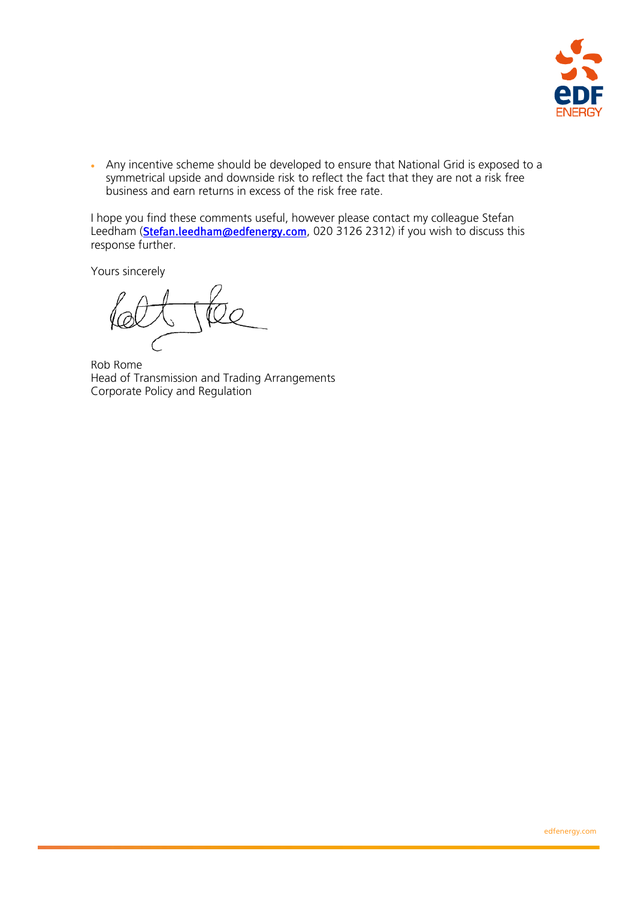- Any incentive scheme should be developed to ensure that National Grid is exposed to a symmetrical upside and downside risk to reflect the fact that they are not a risk free business and earn returns in excess of the risk free rate.

I hope you find these comments useful, however please contact my colleague Stefan Leedham (**Stefan.leedham@edfenergy.com**, 020 3126 2312) if you wish to discuss this response further.

Yours sincerely

Rob Rome
Head of Transmission and Trading Arrangements
Corporate Policy and Regulation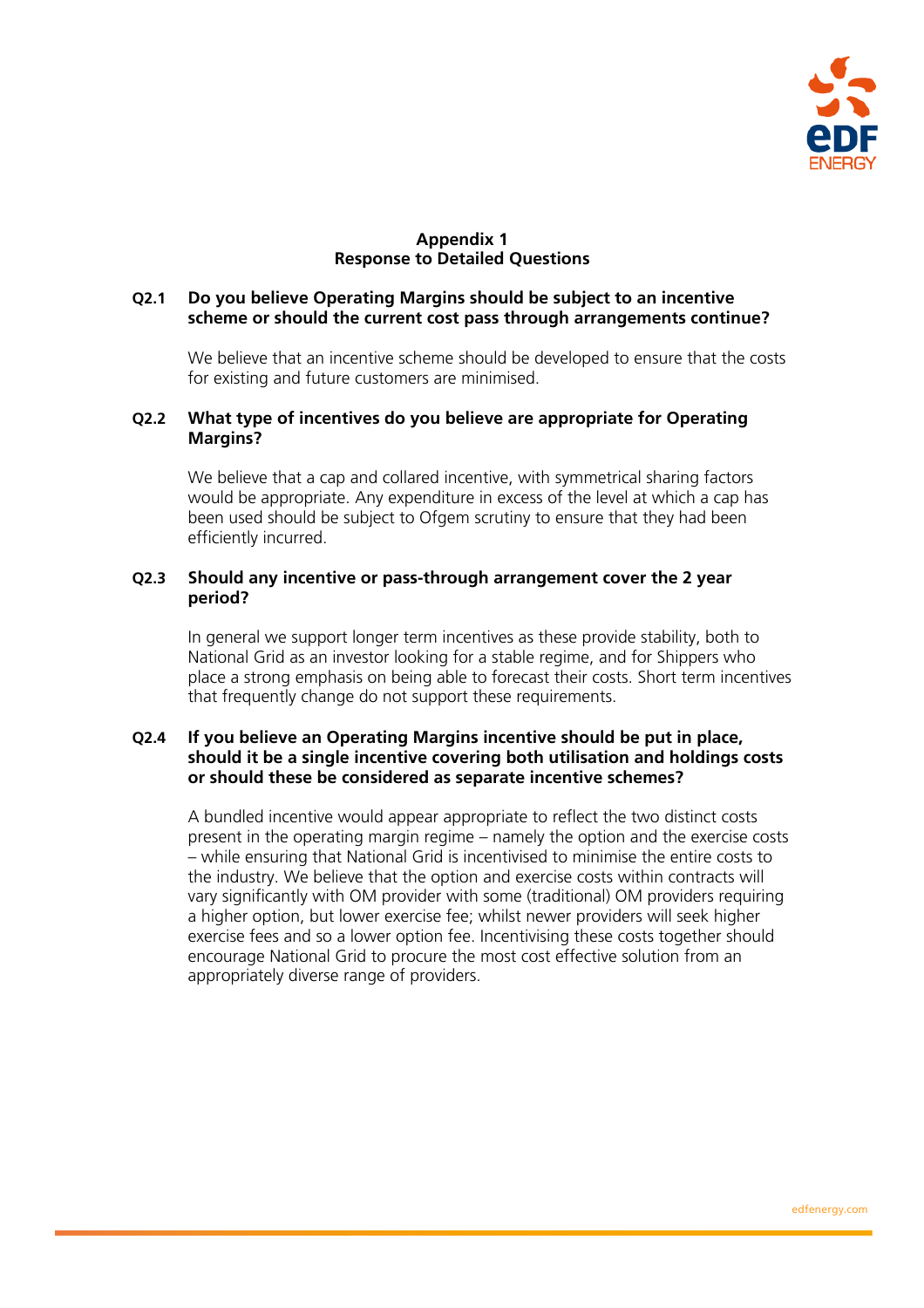## Appendix 1
## Response to Detailed Questions

**Q2.1 Do you believe Operating Margins should be subject to an incentive scheme or should the current cost pass through arrangements continue?**

We believe that an incentive scheme should be developed to ensure that the costs for existing and future customers are minimised.

**Q2.2 What type of incentives do you believe are appropriate for Operating Margins?**

We believe that a cap and collared incentive, with symmetrical sharing factors would be appropriate. Any expenditure in excess of the level at which a cap has been used should be subject to Ofgem scrutiny to ensure that they had been efficiently incurred.

**Q2.3 Should any incentive or pass-through arrangement cover the 2 year period?**

In general we support longer term incentives as these provide stability, both to National Grid as an investor looking for a stable regime, and for Shippers who place a strong emphasis on being able to forecast their costs. Short term incentives that frequently change do not support these requirements.

**Q2.4 If you believe an Operating Margins incentive should be put in place, should it be a single incentive covering both utilisation and holdings costs or should these be considered as separate incentive schemes?**

A bundled incentive would appear appropriate to reflect the two distinct costs present in the operating margin regime – namely the option and the exercise costs – while ensuring that National Grid is incentivised to minimise the entire costs to the industry. We believe that the option and exercise costs within contracts will vary significantly with OM provider with some (traditional) OM providers requiring a higher option, but lower exercise fee; whilst newer providers will seek higher exercise fees and so a lower option fee. Incentivising these costs together should encourage National Grid to procure the most cost effective solution from an appropriately diverse range of providers.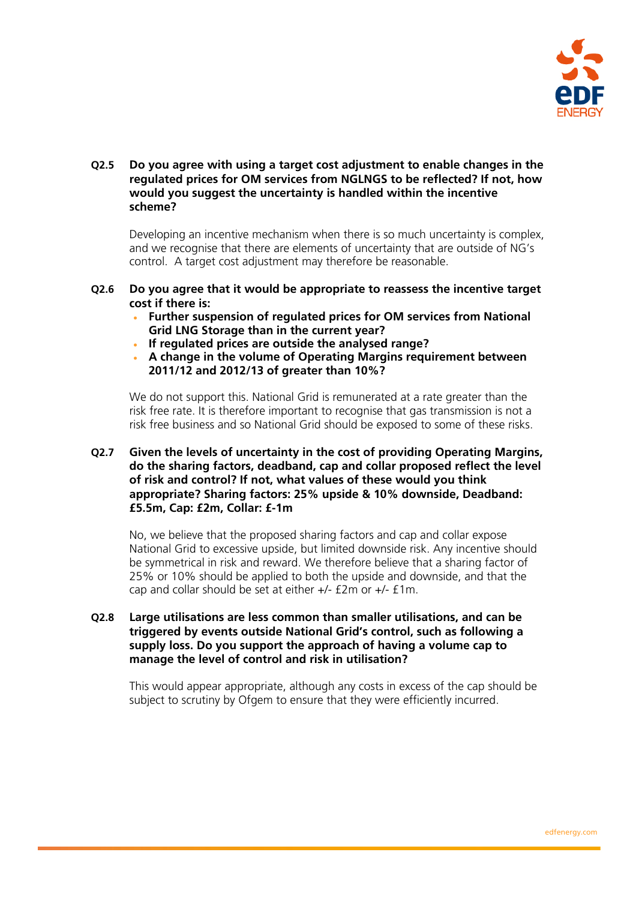**Q2.5 Do you agree with using a target cost adjustment to enable changes in the regulated prices for OM services from NGLNGS to be reflected? If not, how would you suggest the uncertainty is handled within the incentive scheme?**

Developing an incentive mechanism when there is so much uncertainty is complex, and we recognise that there are elements of uncertainty that are outside of NG's control. A target cost adjustment may therefore be reasonable.

**Q2.6 Do you agree that it would be appropriate to reassess the incentive target cost if there is:**

- **Further suspension of regulated prices for OM services from National Grid LNG Storage than in the current year?**
- **If regulated prices are outside the analysed range?**
- **A change in the volume of Operating Margins requirement between 2011/12 and 2012/13 of greater than 10%?**

We do not support this. National Grid is remunerated at a rate greater than the risk free rate. It is therefore important to recognise that gas transmission is not a risk free business and so National Grid should be exposed to some of these risks.

**Q2.7 Given the levels of uncertainty in the cost of providing Operating Margins, do the sharing factors, deadband, cap and collar proposed reflect the level of risk and control? If not, what values of these would you think appropriate? Sharing factors: 25% upside & 10% downside, Deadband: £5.5m, Cap: £2m, Collar: £-1m**

No, we believe that the proposed sharing factors and cap and collar expose National Grid to excessive upside, but limited downside risk. Any incentive should be symmetrical in risk and reward. We therefore believe that a sharing factor of 25% or 10% should be applied to both the upside and downside, and that the cap and collar should be set at either +/- £2m or +/- £1m.

**Q2.8 Large utilisations are less common than smaller utilisations, and can be triggered by events outside National Grid's control, such as following a supply loss. Do you support the approach of having a volume cap to manage the level of control and risk in utilisation?**

This would appear appropriate, although any costs in excess of the cap should be subject to scrutiny by Ofgem to ensure that they were efficiently incurred.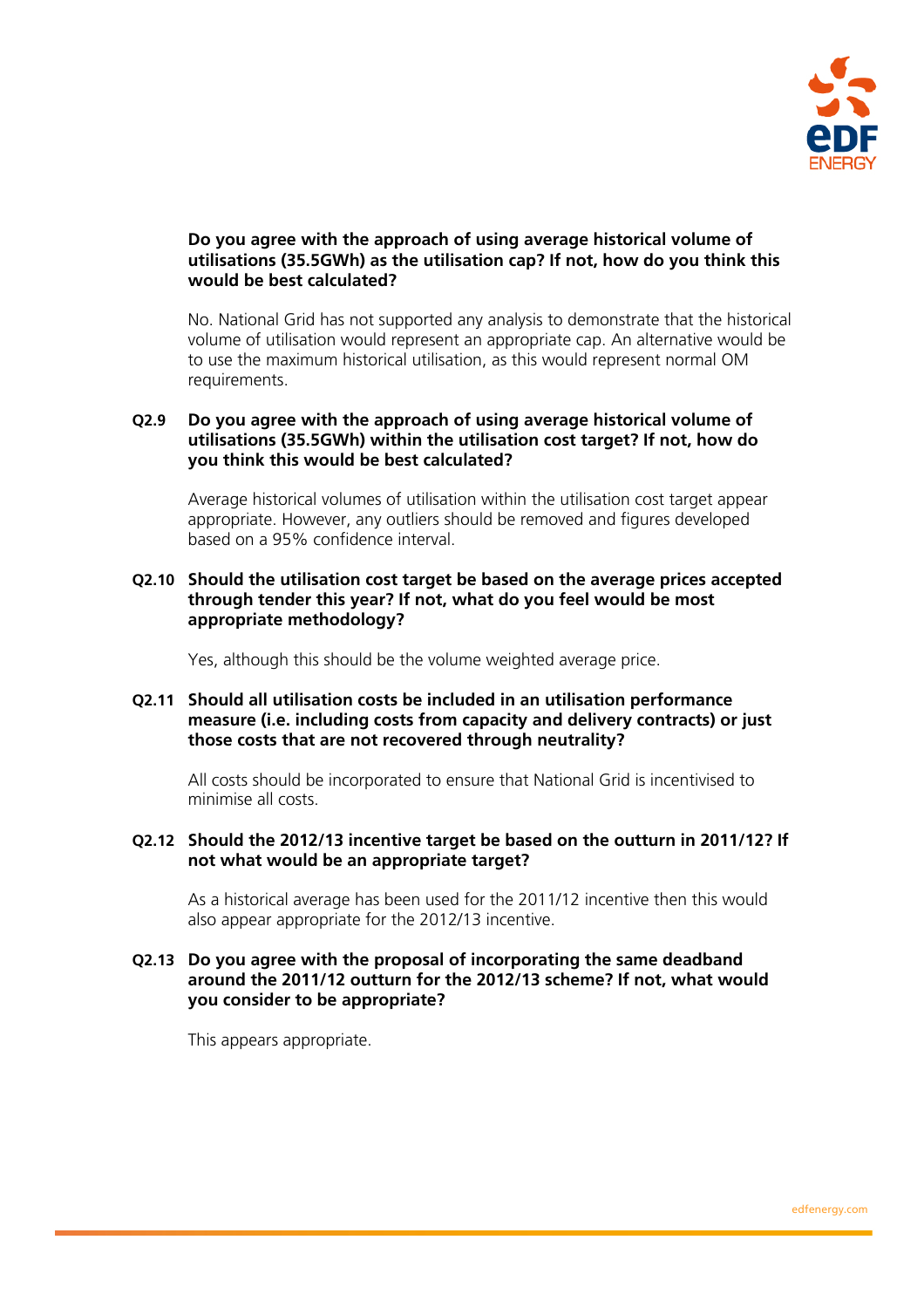**Do you agree with the approach of using average historical volume of utilisations (35.5GWh) as the utilisation cap? If not, how do you think this would be best calculated?**

No. National Grid has not supported any analysis to demonstrate that the historical volume of utilisation would represent an appropriate cap. An alternative would be to use the maximum historical utilisation, as this would represent normal OM requirements.

**Q2.9 Do you agree with the approach of using average historical volume of utilisations (35.5GWh) within the utilisation cost target? If not, how do you think this would be best calculated?**

Average historical volumes of utilisation within the utilisation cost target appear appropriate. However, any outliers should be removed and figures developed based on a 95% confidence interval.

**Q2.10 Should the utilisation cost target be based on the average prices accepted through tender this year? If not, what do you feel would be most appropriate methodology?**

Yes, although this should be the volume weighted average price.

**Q2.11 Should all utilisation costs be included in an utilisation performance measure (i.e. including costs from capacity and delivery contracts) or just those costs that are not recovered through neutrality?**

All costs should be incorporated to ensure that National Grid is incentivised to minimise all costs.

**Q2.12 Should the 2012/13 incentive target be based on the outturn in 2011/12? If not what would be an appropriate target?**

As a historical average has been used for the 2011/12 incentive then this would also appear appropriate for the 2012/13 incentive.

**Q2.13 Do you agree with the proposal of incorporating the same deadband around the 2011/12 outturn for the 2012/13 scheme? If not, what would you consider to be appropriate?**

This appears appropriate.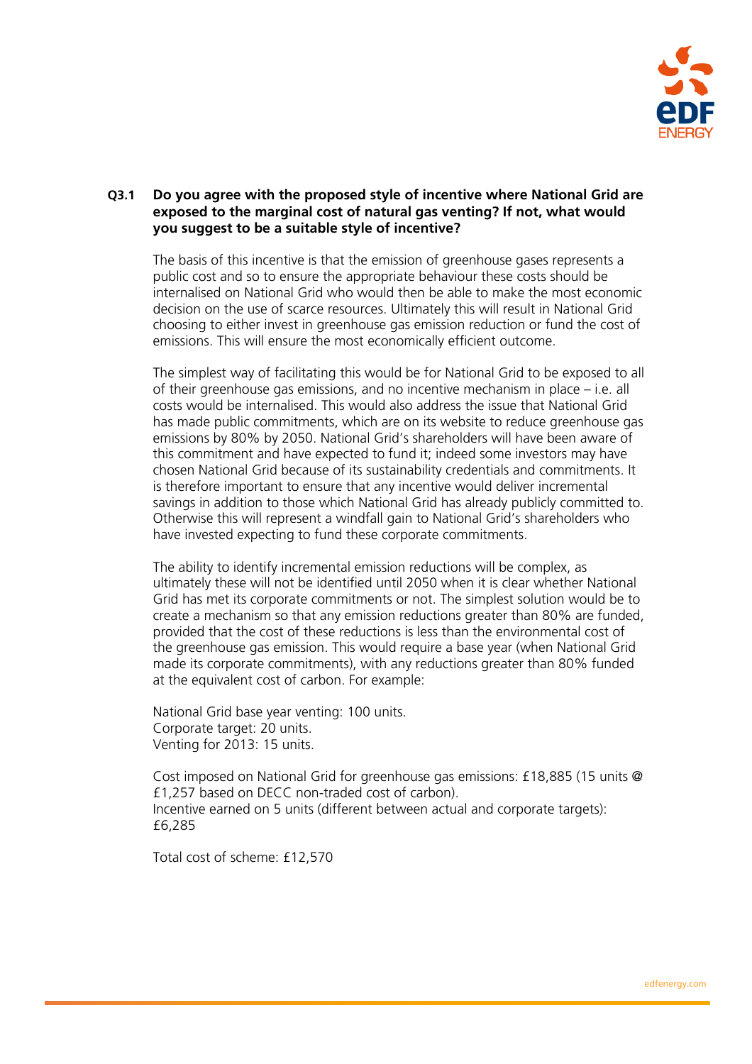**Q3.1 Do you agree with the proposed style of incentive where National Grid are exposed to the marginal cost of natural gas venting? If not, what would you suggest to be a suitable style of incentive?**

The basis of this incentive is that the emission of greenhouse gases represents a public cost and so to ensure the appropriate behaviour these costs should be internalised on National Grid who would then be able to make the most economic decision on the use of scarce resources. Ultimately this will result in National Grid choosing to either invest in greenhouse gas emission reduction or fund the cost of emissions. This will ensure the most economically efficient outcome.

The simplest way of facilitating this would be for National Grid to be exposed to all of their greenhouse gas emissions, and no incentive mechanism in place – i.e. all costs would be internalised. This would also address the issue that National Grid has made public commitments, which are on its website to reduce greenhouse gas emissions by 80% by 2050. National Grid's shareholders will have been aware of this commitment and have expected to fund it; indeed some investors may have chosen National Grid because of its sustainability credentials and commitments. It is therefore important to ensure that any incentive would deliver incremental savings in addition to those which National Grid has already publicly committed to. Otherwise this will represent a windfall gain to National Grid's shareholders who have invested expecting to fund these corporate commitments.

The ability to identify incremental emission reductions will be complex, as ultimately these will not be identified until 2050 when it is clear whether National Grid has met its corporate commitments or not. The simplest solution would be to create a mechanism so that any emission reductions greater than 80% are funded, provided that the cost of these reductions is less than the environmental cost of the greenhouse gas emission. This would require a base year (when National Grid made its corporate commitments), with any reductions greater than 80% funded at the equivalent cost of carbon. For example:

National Grid base year venting: 100 units.
Corporate target: 20 units.
Venting for 2013: 15 units.

Cost imposed on National Grid for greenhouse gas emissions: £18,885 (15 units @ £1,257 based on DECC non-traded cost of carbon).
Incentive earned on 5 units (different between actual and corporate targets): £6,285

Total cost of scheme: £12,570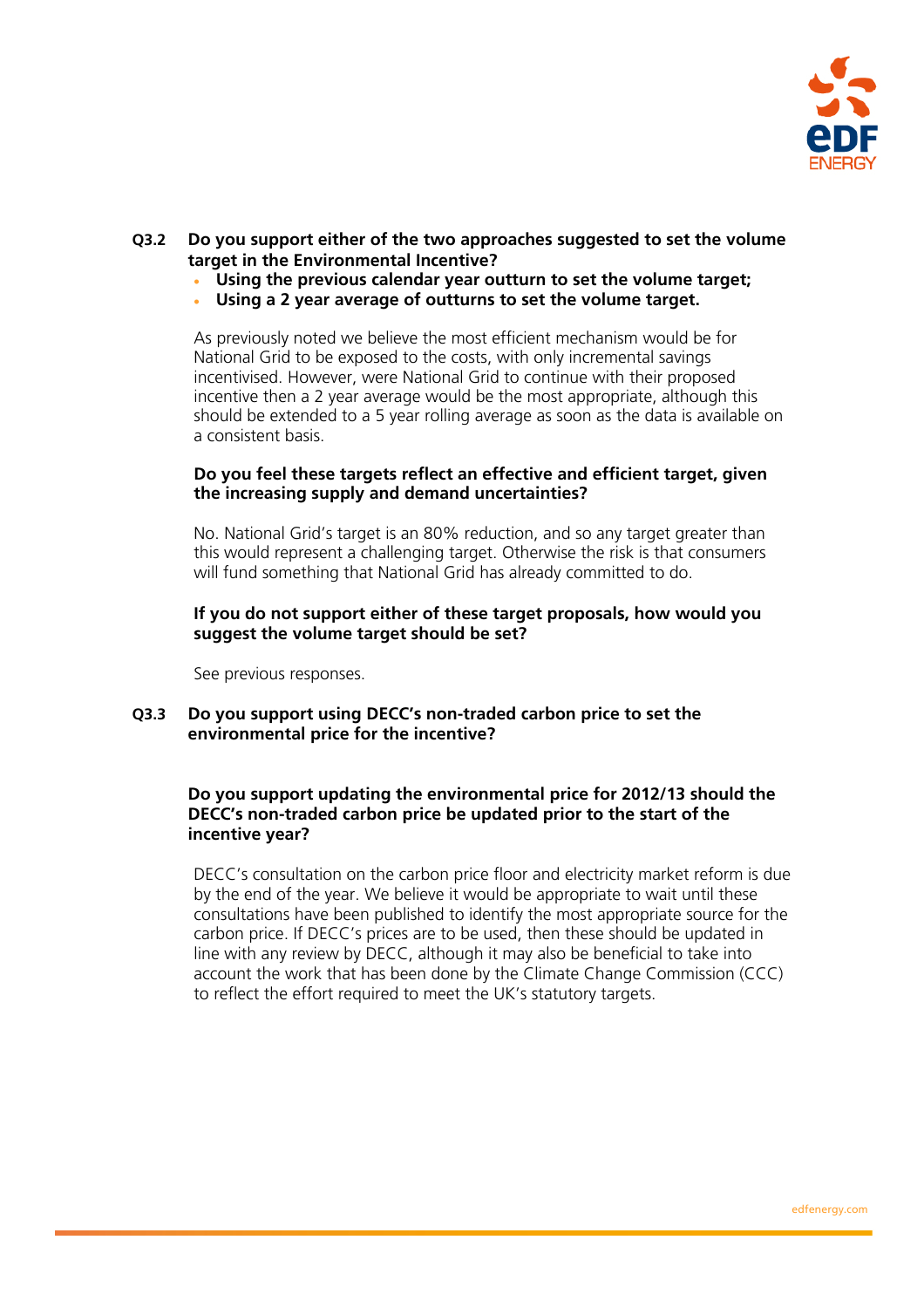**Q3.2 Do you support either of the two approaches suggested to set the volume target in the Environmental Incentive?**

- **Using the previous calendar year outturn to set the volume target;**
- **Using a 2 year average of outturns to set the volume target.**

As previously noted we believe the most efficient mechanism would be for National Grid to be exposed to the costs, with only incremental savings incentivised. However, were National Grid to continue with their proposed incentive then a 2 year average would be the most appropriate, although this should be extended to a 5 year rolling average as soon as the data is available on a consistent basis.

**Do you feel these targets reflect an effective and efficient target, given the increasing supply and demand uncertainties?**

No. National Grid's target is an 80% reduction, and so any target greater than this would represent a challenging target. Otherwise the risk is that consumers will fund something that National Grid has already committed to do.

**If you do not support either of these target proposals, how would you suggest the volume target should be set?**

See previous responses.

**Q3.3 Do you support using DECC's non-traded carbon price to set the environmental price for the incentive?**

**Do you support updating the environmental price for 2012/13 should the DECC's non-traded carbon price be updated prior to the start of the incentive year?**

DECC's consultation on the carbon price floor and electricity market reform is due by the end of the year. We believe it would be appropriate to wait until these consultations have been published to identify the most appropriate source for the carbon price. If DECC's prices are to be used, then these should be updated in line with any review by DECC, although it may also be beneficial to take into account the work that has been done by the Climate Change Commission (CCC) to reflect the effort required to meet the UK's statutory targets.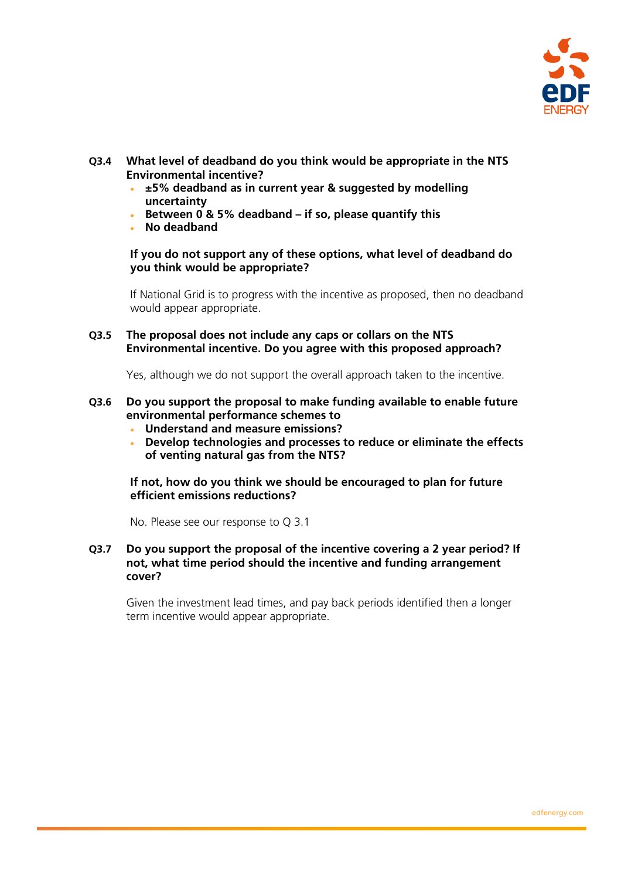**Q3.4 What level of deadband do you think would be appropriate in the NTS Environmental incentive?**

- **±5% deadband as in current year & suggested by modelling uncertainty**
- **Between 0 & 5% deadband – if so, please quantify this**
- **No deadband**

**If you do not support any of these options, what level of deadband do you think would be appropriate?**

If National Grid is to progress with the incentive as proposed, then no deadband would appear appropriate.

**Q3.5 The proposal does not include any caps or collars on the NTS Environmental incentive. Do you agree with this proposed approach?**

Yes, although we do not support the overall approach taken to the incentive.

**Q3.6 Do you support the proposal to make funding available to enable future environmental performance schemes to**

- **Understand and measure emissions?**
- **Develop technologies and processes to reduce or eliminate the effects of venting natural gas from the NTS?**

**If not, how do you think we should be encouraged to plan for future efficient emissions reductions?**

No. Please see our response to Q 3.1

**Q3.7 Do you support the proposal of the incentive covering a 2 year period? If not, what time period should the incentive and funding arrangement cover?**

Given the investment lead times, and pay back periods identified then a longer term incentive would appear appropriate.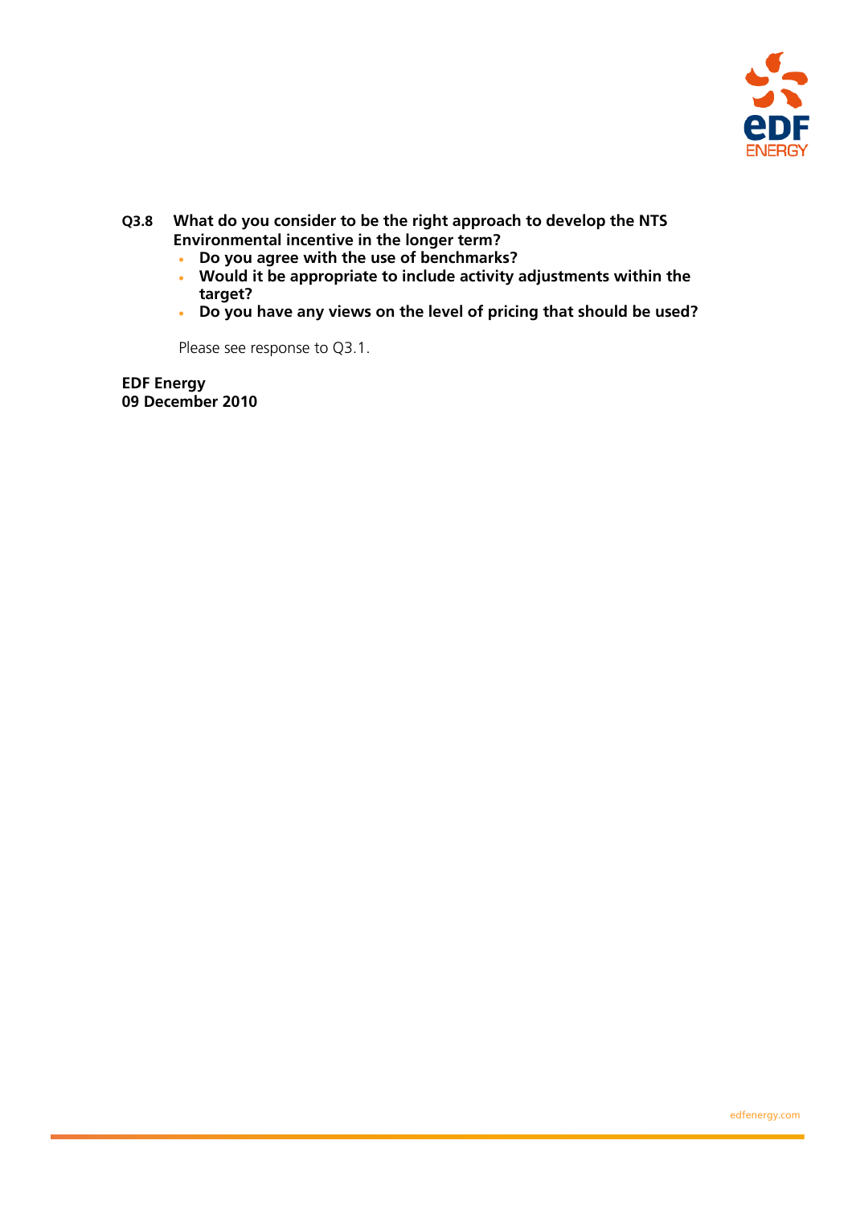**Q3.8 What do you consider to be the right approach to develop the NTS Environmental incentive in the longer term?**

- **Do you agree with the use of benchmarks?**
- **Would it be appropriate to include activity adjustments within the target?**
- **Do you have any views on the level of pricing that should be used?**

Please see response to Q3.1.

**EDF Energy**
**09 December 2010**